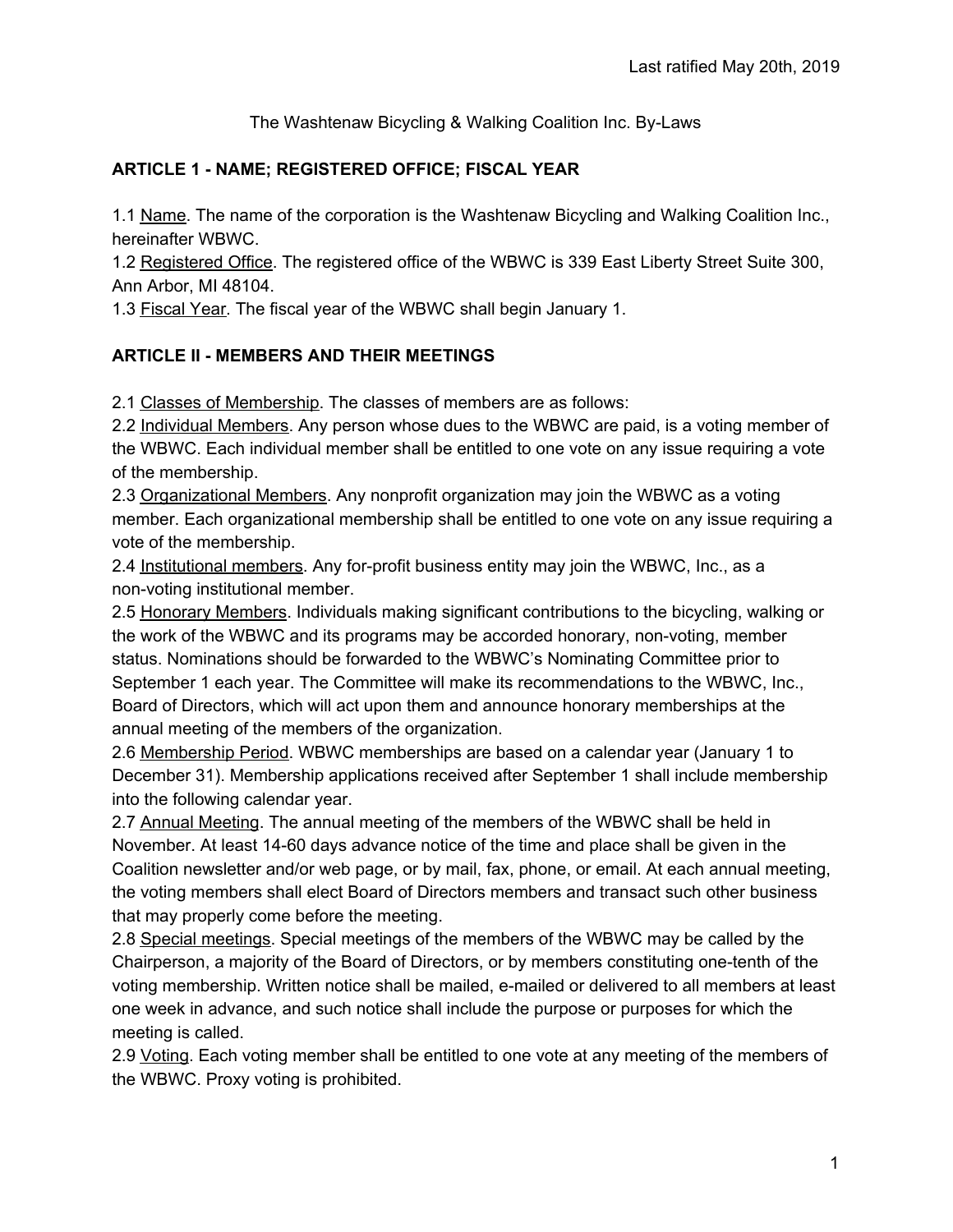Last ratified May 20th, 2019

The Washtenaw Bicycling & Walking Coalition Inc. By-Laws

## ARTICLE 1 - NAME; REGISTERED OFFICE; FISCAL YEAR

1.1 Name. The name of the corporation is the Washtenaw Bicycling and Walking Coalition Inc., hereinafter WBWC.
1.2 Registered Office. The registered office of the WBWC is 339 East Liberty Street Suite 300, Ann Arbor, MI 48104.
1.3 Fiscal Year. The fiscal year of the WBWC shall begin January 1.

## ARTICLE II - MEMBERS AND THEIR MEETINGS

2.1 Classes of Membership. The classes of members are as follows:
2.2 Individual Members. Any person whose dues to the WBWC are paid, is a voting member of the WBWC. Each individual member shall be entitled to one vote on any issue requiring a vote of the membership.
2.3 Organizational Members. Any nonprofit organization may join the WBWC as a voting member. Each organizational membership shall be entitled to one vote on any issue requiring a vote of the membership.
2.4 Institutional members. Any for-profit business entity may join the WBWC, Inc., as a non-voting institutional member.
2.5 Honorary Members. Individuals making significant contributions to the bicycling, walking or the work of the WBWC and its programs may be accorded honorary, non-voting, member status. Nominations should be forwarded to the WBWC's Nominating Committee prior to September 1 each year. The Committee will make its recommendations to the WBWC, Inc., Board of Directors, which will act upon them and announce honorary memberships at the annual meeting of the members of the organization.
2.6 Membership Period. WBWC memberships are based on a calendar year (January 1 to December 31). Membership applications received after September 1 shall include membership into the following calendar year.
2.7 Annual Meeting. The annual meeting of the members of the WBWC shall be held in November. At least 14-60 days advance notice of the time and place shall be given in the Coalition newsletter and/or web page, or by mail, fax, phone, or email. At each annual meeting, the voting members shall elect Board of Directors members and transact such other business that may properly come before the meeting.
2.8 Special meetings. Special meetings of the members of the WBWC may be called by the Chairperson, a majority of the Board of Directors, or by members constituting one-tenth of the voting membership. Written notice shall be mailed, e-mailed or delivered to all members at least one week in advance, and such notice shall include the purpose or purposes for which the meeting is called.
2.9 Voting. Each voting member shall be entitled to one vote at any meeting of the members of the WBWC. Proxy voting is prohibited.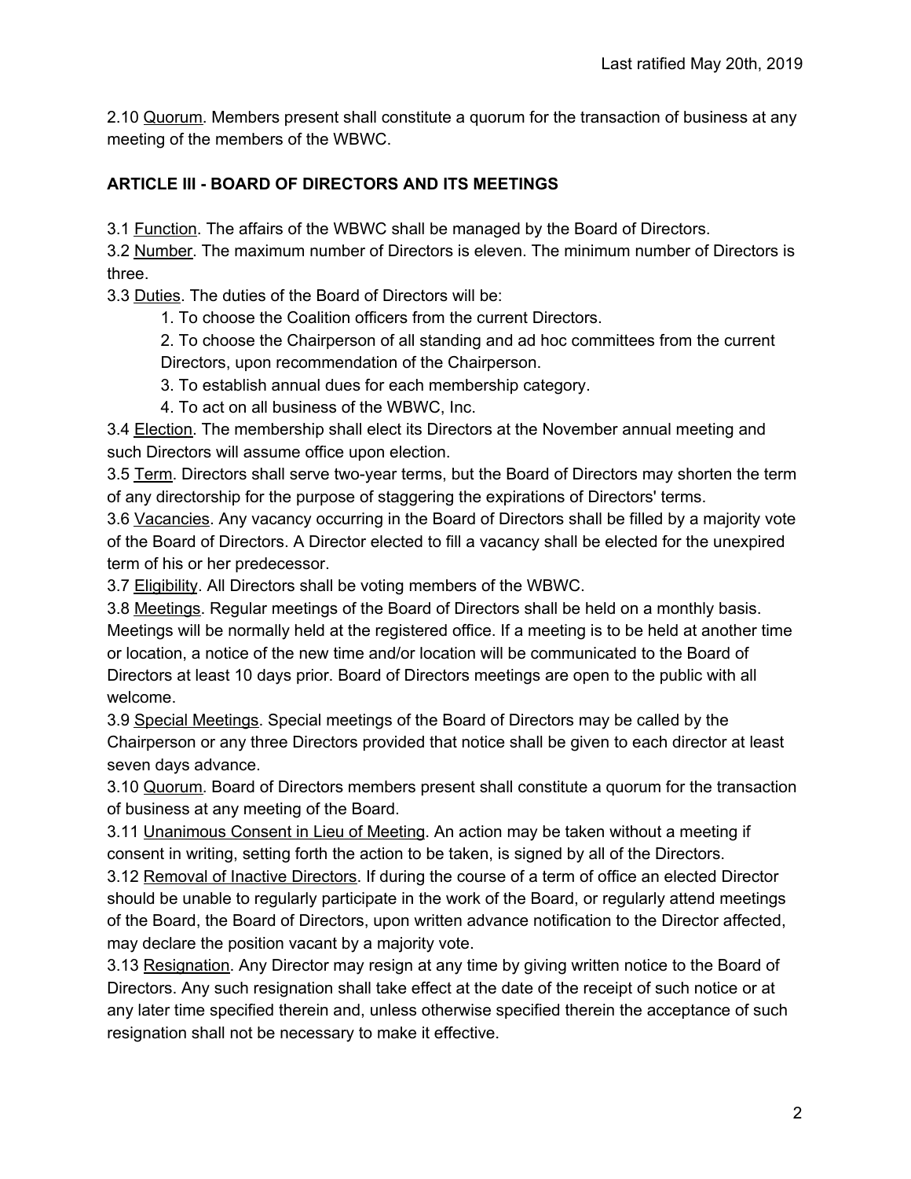2.10 Quorum. Members present shall constitute a quorum for the transaction of business at any meeting of the members of the WBWC.

## ARTICLE III - BOARD OF DIRECTORS AND ITS MEETINGS

3.1 Function. The affairs of the WBWC shall be managed by the Board of Directors.

3.2 Number. The maximum number of Directors is eleven. The minimum number of Directors is three.

3.3 Duties. The duties of the Board of Directors will be:

1. To choose the Coalition officers from the current Directors.
2. To choose the Chairperson of all standing and ad hoc committees from the current Directors, upon recommendation of the Chairperson.
3. To establish annual dues for each membership category.
4. To act on all business of the WBWC, Inc.

3.4 Election. The membership shall elect its Directors at the November annual meeting and such Directors will assume office upon election.

3.5 Term. Directors shall serve two-year terms, but the Board of Directors may shorten the term of any directorship for the purpose of staggering the expirations of Directors' terms.

3.6 Vacancies. Any vacancy occurring in the Board of Directors shall be filled by a majority vote of the Board of Directors. A Director elected to fill a vacancy shall be elected for the unexpired term of his or her predecessor.

3.7 Eligibility. All Directors shall be voting members of the WBWC.

3.8 Meetings. Regular meetings of the Board of Directors shall be held on a monthly basis. Meetings will be normally held at the registered office. If a meeting is to be held at another time or location, a notice of the new time and/or location will be communicated to the Board of Directors at least 10 days prior. Board of Directors meetings are open to the public with all welcome.

3.9 Special Meetings. Special meetings of the Board of Directors may be called by the Chairperson or any three Directors provided that notice shall be given to each director at least seven days advance.

3.10 Quorum. Board of Directors members present shall constitute a quorum for the transaction of business at any meeting of the Board.

3.11 Unanimous Consent in Lieu of Meeting. An action may be taken without a meeting if consent in writing, setting forth the action to be taken, is signed by all of the Directors.

3.12 Removal of Inactive Directors. If during the course of a term of office an elected Director should be unable to regularly participate in the work of the Board, or regularly attend meetings of the Board, the Board of Directors, upon written advance notification to the Director affected, may declare the position vacant by a majority vote.

3.13 Resignation. Any Director may resign at any time by giving written notice to the Board of Directors. Any such resignation shall take effect at the date of the receipt of such notice or at any later time specified therein and, unless otherwise specified therein the acceptance of such resignation shall not be necessary to make it effective.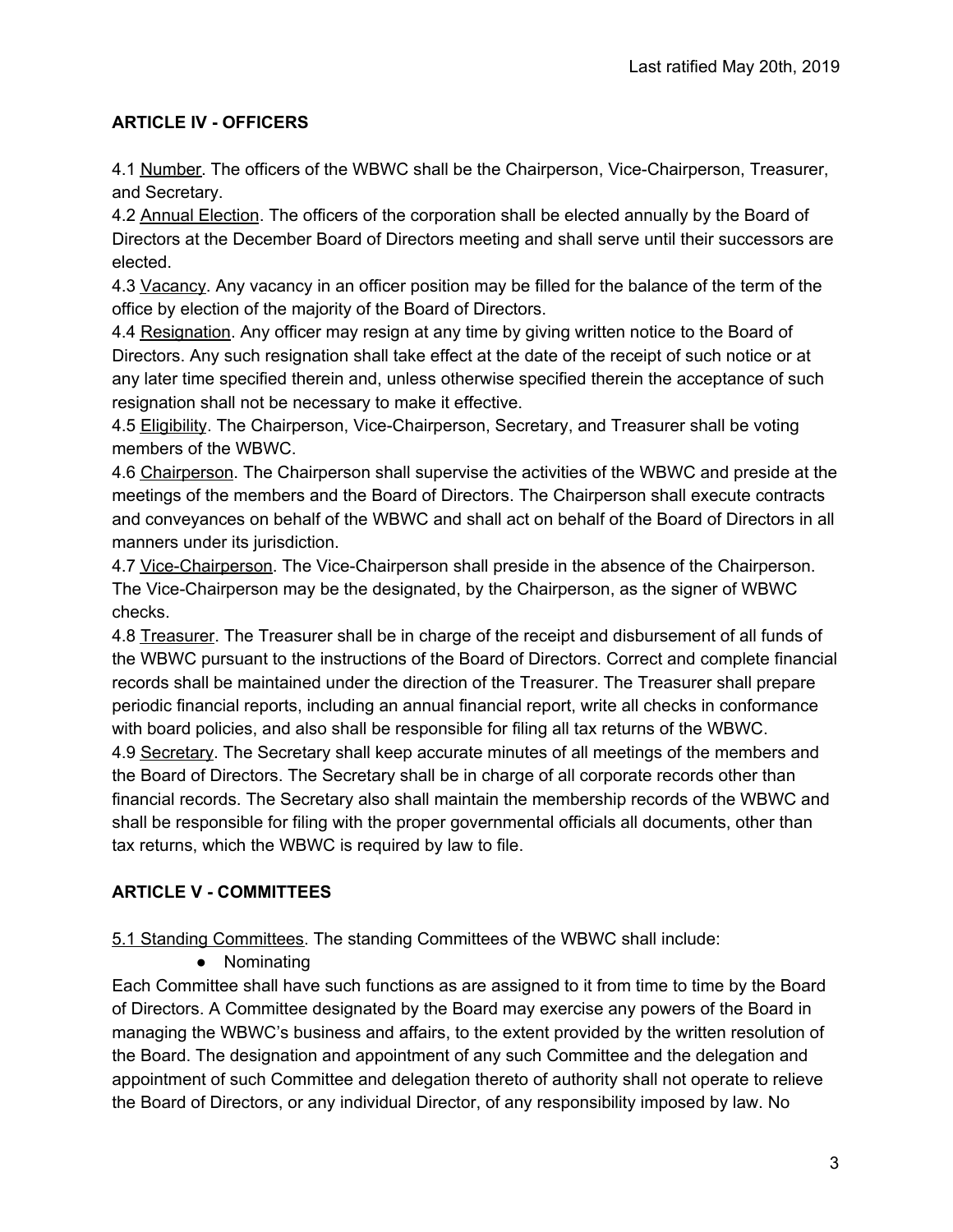## ARTICLE IV - OFFICERS

4.1 Number. The officers of the WBWC shall be the Chairperson, Vice-Chairperson, Treasurer, and Secretary.

4.2 Annual Election. The officers of the corporation shall be elected annually by the Board of Directors at the December Board of Directors meeting and shall serve until their successors are elected.

4.3 Vacancy. Any vacancy in an officer position may be filled for the balance of the term of the office by election of the majority of the Board of Directors.

4.4 Resignation. Any officer may resign at any time by giving written notice to the Board of Directors. Any such resignation shall take effect at the date of the receipt of such notice or at any later time specified therein and, unless otherwise specified therein the acceptance of such resignation shall not be necessary to make it effective.

4.5 Eligibility. The Chairperson, Vice-Chairperson, Secretary, and Treasurer shall be voting members of the WBWC.

4.6 Chairperson. The Chairperson shall supervise the activities of the WBWC and preside at the meetings of the members and the Board of Directors. The Chairperson shall execute contracts and conveyances on behalf of the WBWC and shall act on behalf of the Board of Directors in all manners under its jurisdiction.

4.7 Vice-Chairperson. The Vice-Chairperson shall preside in the absence of the Chairperson. The Vice-Chairperson may be the designated, by the Chairperson, as the signer of WBWC checks.

4.8 Treasurer. The Treasurer shall be in charge of the receipt and disbursement of all funds of the WBWC pursuant to the instructions of the Board of Directors. Correct and complete financial records shall be maintained under the direction of the Treasurer. The Treasurer shall prepare periodic financial reports, including an annual financial report, write all checks in conformance with board policies, and also shall be responsible for filing all tax returns of the WBWC.

4.9 Secretary. The Secretary shall keep accurate minutes of all meetings of the members and the Board of Directors. The Secretary shall be in charge of all corporate records other than financial records. The Secretary also shall maintain the membership records of the WBWC and shall be responsible for filing with the proper governmental officials all documents, other than tax returns, which the WBWC is required by law to file.

## ARTICLE V - COMMITTEES

5.1 Standing Committees. The standing Committees of the WBWC shall include:

- Nominating

Each Committee shall have such functions as are assigned to it from time to time by the Board of Directors. A Committee designated by the Board may exercise any powers of the Board in managing the WBWC's business and affairs, to the extent provided by the written resolution of the Board. The designation and appointment of any such Committee and the delegation and appointment of such Committee and delegation thereto of authority shall not operate to relieve the Board of Directors, or any individual Director, of any responsibility imposed by law. No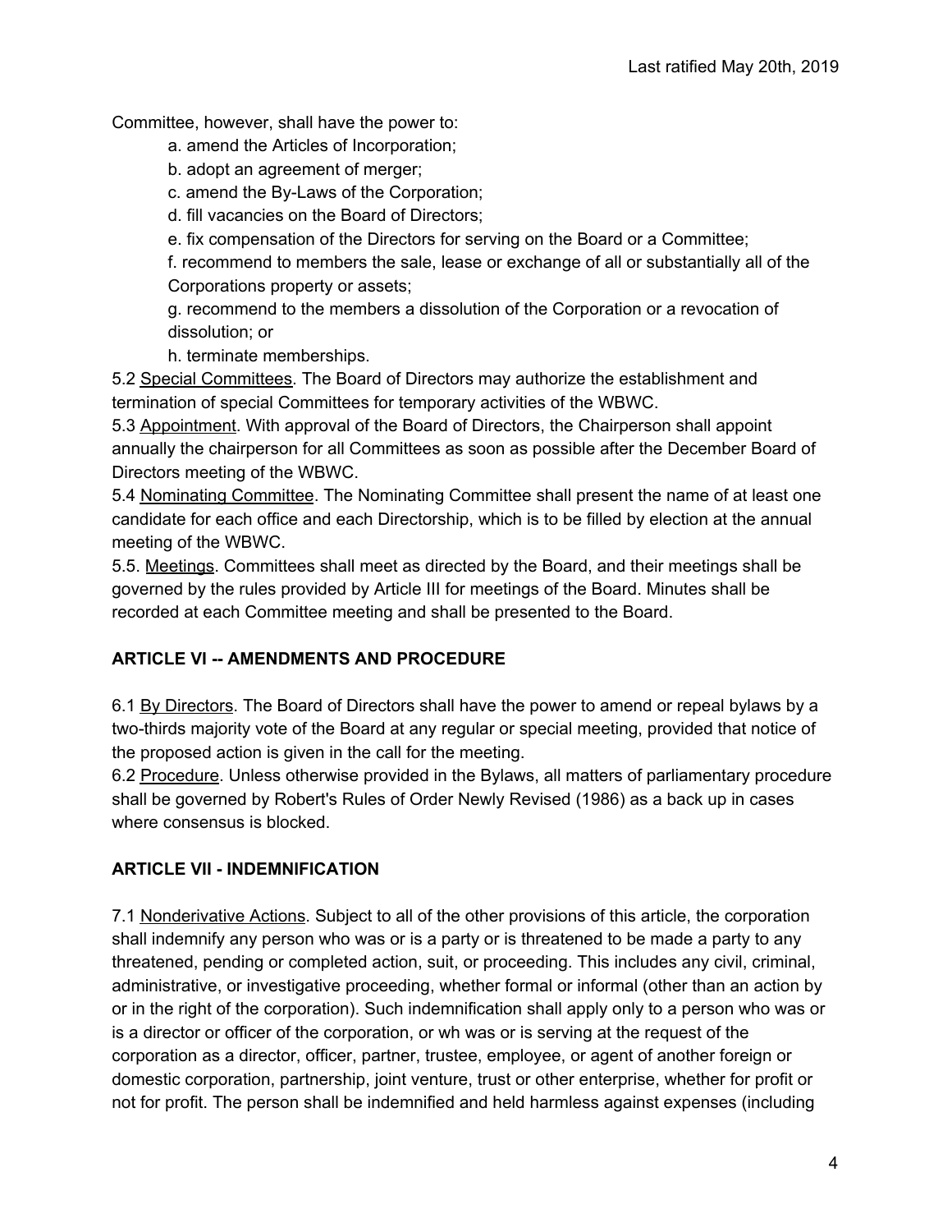Committee, however, shall have the power to:

a. amend the Articles of Incorporation;

b. adopt an agreement of merger;

c. amend the By-Laws of the Corporation;

d. fill vacancies on the Board of Directors;

e. fix compensation of the Directors for serving on the Board or a Committee;

f. recommend to members the sale, lease or exchange of all or substantially all of the Corporations property or assets;

g. recommend to the members a dissolution of the Corporation or a revocation of dissolution; or

h. terminate memberships.

5.2 Special Committees. The Board of Directors may authorize the establishment and termination of special Committees for temporary activities of the WBWC.

5.3 Appointment. With approval of the Board of Directors, the Chairperson shall appoint annually the chairperson for all Committees as soon as possible after the December Board of Directors meeting of the WBWC.

5.4 Nominating Committee. The Nominating Committee shall present the name of at least one candidate for each office and each Directorship, which is to be filled by election at the annual meeting of the WBWC.

5.5. Meetings. Committees shall meet as directed by the Board, and their meetings shall be governed by the rules provided by Article III for meetings of the Board. Minutes shall be recorded at each Committee meeting and shall be presented to the Board.

## ARTICLE VI -- AMENDMENTS AND PROCEDURE

6.1 By Directors. The Board of Directors shall have the power to amend or repeal bylaws by a two-thirds majority vote of the Board at any regular or special meeting, provided that notice of the proposed action is given in the call for the meeting.

6.2 Procedure. Unless otherwise provided in the Bylaws, all matters of parliamentary procedure shall be governed by Robert's Rules of Order Newly Revised (1986) as a back up in cases where consensus is blocked.

## ARTICLE VII - INDEMNIFICATION

7.1 Nonderivative Actions. Subject to all of the other provisions of this article, the corporation shall indemnify any person who was or is a party or is threatened to be made a party to any threatened, pending or completed action, suit, or proceeding. This includes any civil, criminal, administrative, or investigative proceeding, whether formal or informal (other than an action by or in the right of the corporation). Such indemnification shall apply only to a person who was or is a director or officer of the corporation, or wh was or is serving at the request of the corporation as a director, officer, partner, trustee, employee, or agent of another foreign or domestic corporation, partnership, joint venture, trust or other enterprise, whether for profit or not for profit. The person shall be indemnified and held harmless against expenses (including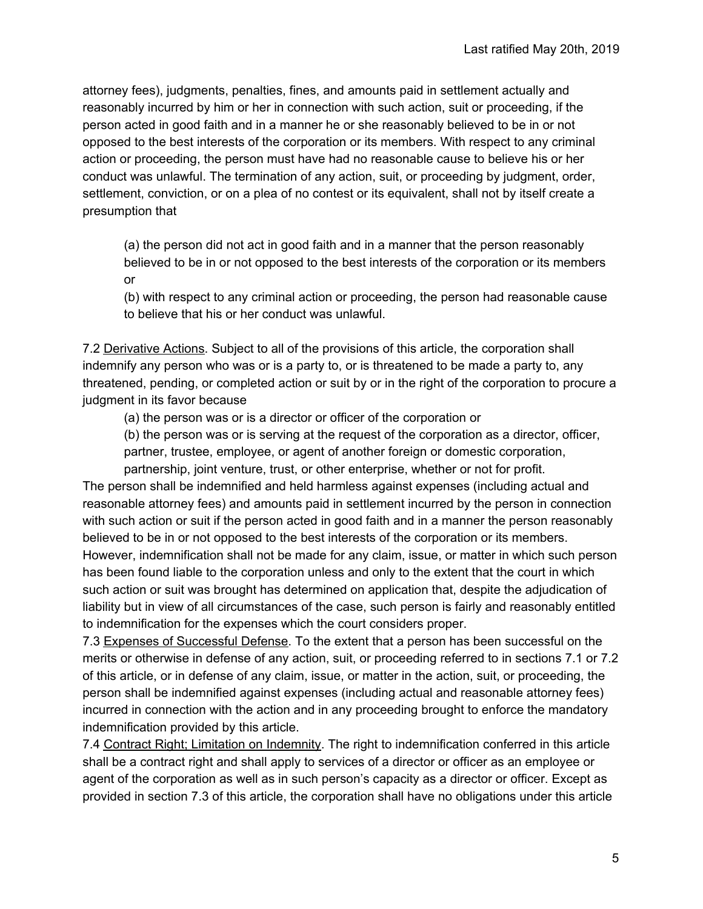attorney fees), judgments, penalties, fines, and amounts paid in settlement actually and reasonably incurred by him or her in connection with such action, suit or proceeding, if the person acted in good faith and in a manner he or she reasonably believed to be in or not opposed to the best interests of the corporation or its members. With respect to any criminal action or proceeding, the person must have had no reasonable cause to believe his or her conduct was unlawful. The termination of any action, suit, or proceeding by judgment, order, settlement, conviction, or on a plea of no contest or its equivalent, shall not by itself create a presumption that

> (a) the person did not act in good faith and in a manner that the person reasonably believed to be in or not opposed to the best interests of the corporation or its members or
>
> (b) with respect to any criminal action or proceeding, the person had reasonable cause to believe that his or her conduct was unlawful.

7.2 Derivative Actions. Subject to all of the provisions of this article, the corporation shall indemnify any person who was or is a party to, or is threatened to be made a party to, any threatened, pending, or completed action or suit by or in the right of the corporation to procure a judgment in its favor because

> (a) the person was or is a director or officer of the corporation or
>
> (b) the person was or is serving at the request of the corporation as a director, officer, partner, trustee, employee, or agent of another foreign or domestic corporation, partnership, joint venture, trust, or other enterprise, whether or not for profit.

The person shall be indemnified and held harmless against expenses (including actual and reasonable attorney fees) and amounts paid in settlement incurred by the person in connection with such action or suit if the person acted in good faith and in a manner the person reasonably believed to be in or not opposed to the best interests of the corporation or its members. However, indemnification shall not be made for any claim, issue, or matter in which such person has been found liable to the corporation unless and only to the extent that the court in which such action or suit was brought has determined on application that, despite the adjudication of liability but in view of all circumstances of the case, such person is fairly and reasonably entitled to indemnification for the expenses which the court considers proper.

7.3 Expenses of Successful Defense. To the extent that a person has been successful on the merits or otherwise in defense of any action, suit, or proceeding referred to in sections 7.1 or 7.2 of this article, or in defense of any claim, issue, or matter in the action, suit, or proceeding, the person shall be indemnified against expenses (including actual and reasonable attorney fees) incurred in connection with the action and in any proceeding brought to enforce the mandatory indemnification provided by this article.

7.4 Contract Right; Limitation on Indemnity. The right to indemnification conferred in this article shall be a contract right and shall apply to services of a director or officer as an employee or agent of the corporation as well as in such person's capacity as a director or officer. Except as provided in section 7.3 of this article, the corporation shall have no obligations under this article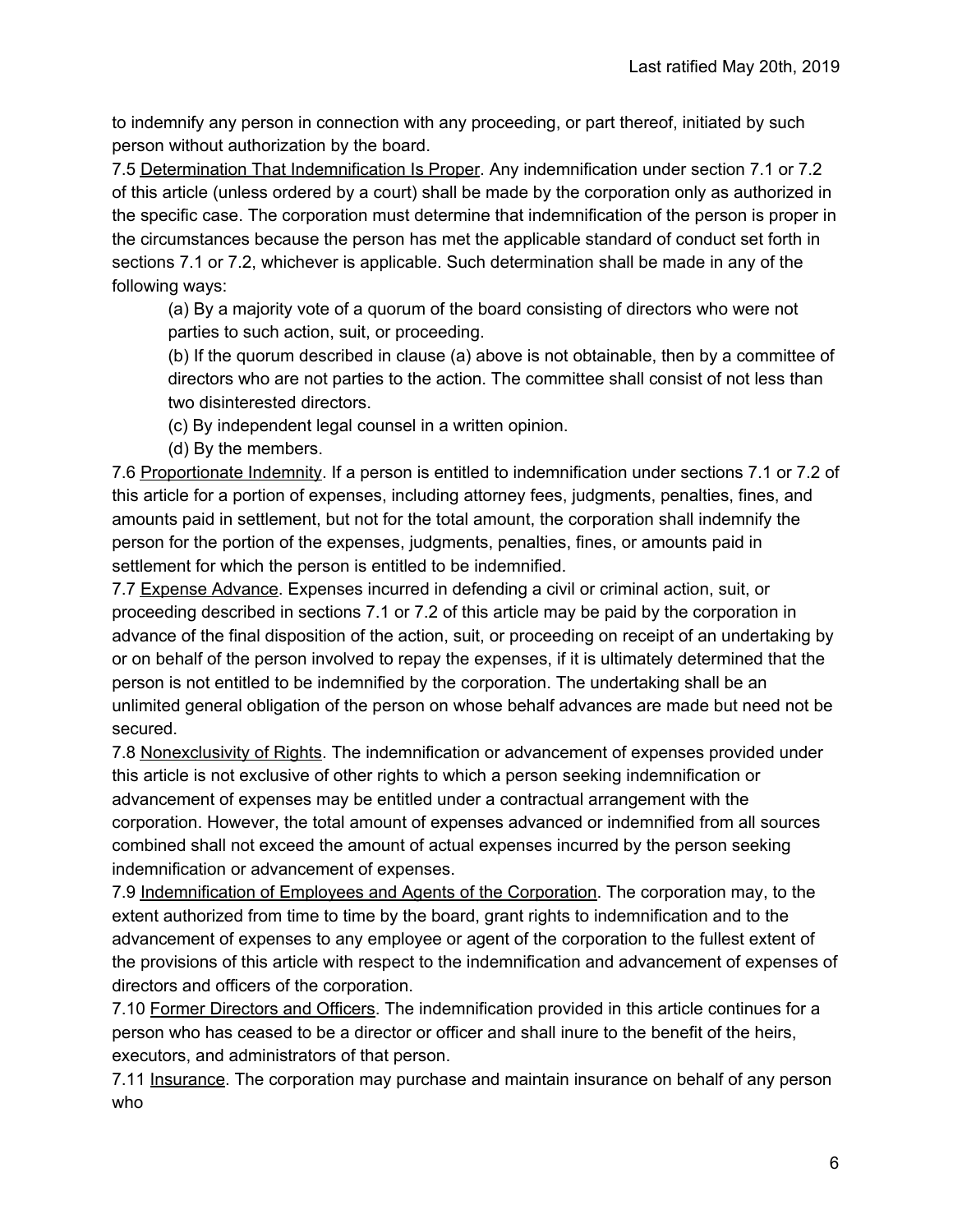to indemnify any person in connection with any proceeding, or part thereof, initiated by such person without authorization by the board.

7.5 <u>Determination That Indemnification Is Proper</u>. Any indemnification under section 7.1 or 7.2 of this article (unless ordered by a court) shall be made by the corporation only as authorized in the specific case. The corporation must determine that indemnification of the person is proper in the circumstances because the person has met the applicable standard of conduct set forth in sections 7.1 or 7.2, whichever is applicable. Such determination shall be made in any of the following ways:

> (a) By a majority vote of a quorum of the board consisting of directors who were not parties to such action, suit, or proceeding.
>
> (b) If the quorum described in clause (a) above is not obtainable, then by a committee of directors who are not parties to the action. The committee shall consist of not less than two disinterested directors.
>
> (c) By independent legal counsel in a written opinion.
>
> (d) By the members.

7.6 <u>Proportionate Indemnity</u>. If a person is entitled to indemnification under sections 7.1 or 7.2 of this article for a portion of expenses, including attorney fees, judgments, penalties, fines, and amounts paid in settlement, but not for the total amount, the corporation shall indemnify the person for the portion of the expenses, judgments, penalties, fines, or amounts paid in settlement for which the person is entitled to be indemnified.

7.7 <u>Expense Advance</u>. Expenses incurred in defending a civil or criminal action, suit, or proceeding described in sections 7.1 or 7.2 of this article may be paid by the corporation in advance of the final disposition of the action, suit, or proceeding on receipt of an undertaking by or on behalf of the person involved to repay the expenses, if it is ultimately determined that the person is not entitled to be indemnified by the corporation. The undertaking shall be an unlimited general obligation of the person on whose behalf advances are made but need not be secured.

7.8 <u>Nonexclusivity of Rights</u>. The indemnification or advancement of expenses provided under this article is not exclusive of other rights to which a person seeking indemnification or advancement of expenses may be entitled under a contractual arrangement with the corporation. However, the total amount of expenses advanced or indemnified from all sources combined shall not exceed the amount of actual expenses incurred by the person seeking indemnification or advancement of expenses.

7.9 <u>Indemnification of Employees and Agents of the Corporation</u>. The corporation may, to the extent authorized from time to time by the board, grant rights to indemnification and to the advancement of expenses to any employee or agent of the corporation to the fullest extent of the provisions of this article with respect to the indemnification and advancement of expenses of directors and officers of the corporation.

7.10 <u>Former Directors and Officers</u>. The indemnification provided in this article continues for a person who has ceased to be a director or officer and shall inure to the benefit of the heirs, executors, and administrators of that person.

7.11 <u>Insurance</u>. The corporation may purchase and maintain insurance on behalf of any person who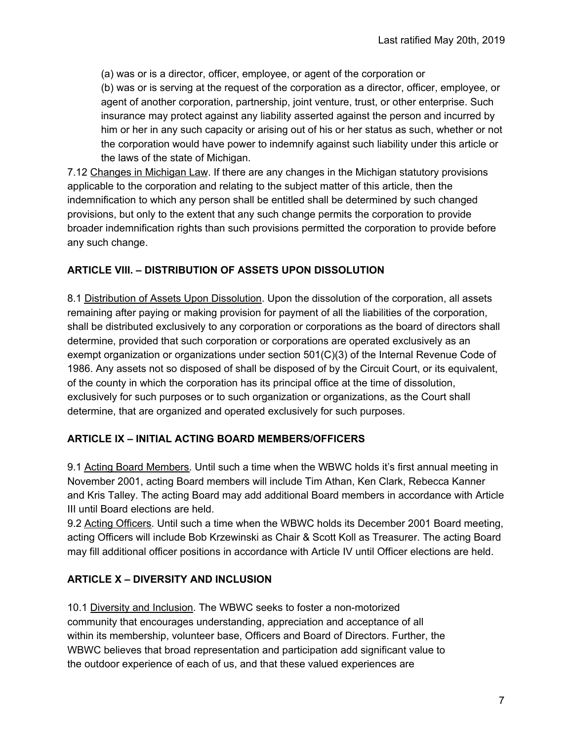(a) was or is a director, officer, employee, or agent of the corporation or

(b) was or is serving at the request of the corporation as a director, officer, employee, or agent of another corporation, partnership, joint venture, trust, or other enterprise. Such insurance may protect against any liability asserted against the person and incurred by him or her in any such capacity or arising out of his or her status as such, whether or not the corporation would have power to indemnify against such liability under this article or the laws of the state of Michigan.

7.12 Changes in Michigan Law. If there are any changes in the Michigan statutory provisions applicable to the corporation and relating to the subject matter of this article, then the indemnification to which any person shall be entitled shall be determined by such changed provisions, but only to the extent that any such change permits the corporation to provide broader indemnification rights than such provisions permitted the corporation to provide before any such change.

## ARTICLE VIII. – DISTRIBUTION OF ASSETS UPON DISSOLUTION

8.1 Distribution of Assets Upon Dissolution. Upon the dissolution of the corporation, all assets remaining after paying or making provision for payment of all the liabilities of the corporation, shall be distributed exclusively to any corporation or corporations as the board of directors shall determine, provided that such corporation or corporations are operated exclusively as an exempt organization or organizations under section 501(C)(3) of the Internal Revenue Code of 1986. Any assets not so disposed of shall be disposed of by the Circuit Court, or its equivalent, of the county in which the corporation has its principal office at the time of dissolution, exclusively for such purposes or to such organization or organizations, as the Court shall determine, that are organized and operated exclusively for such purposes.

## ARTICLE IX – INITIAL ACTING BOARD MEMBERS/OFFICERS

9.1 Acting Board Members. Until such a time when the WBWC holds it's first annual meeting in November 2001, acting Board members will include Tim Athan, Ken Clark, Rebecca Kanner and Kris Talley. The acting Board may add additional Board members in accordance with Article III until Board elections are held.

9.2 Acting Officers. Until such a time when the WBWC holds its December 2001 Board meeting, acting Officers will include Bob Krzewinski as Chair & Scott Koll as Treasurer. The acting Board may fill additional officer positions in accordance with Article IV until Officer elections are held.

## ARTICLE X – DIVERSITY AND INCLUSION

10.1 Diversity and Inclusion. The WBWC seeks to foster a non-motorized community that encourages understanding, appreciation and acceptance of all within its membership, volunteer base, Officers and Board of Directors. Further, the WBWC believes that broad representation and participation add significant value to the outdoor experience of each of us, and that these valued experiences are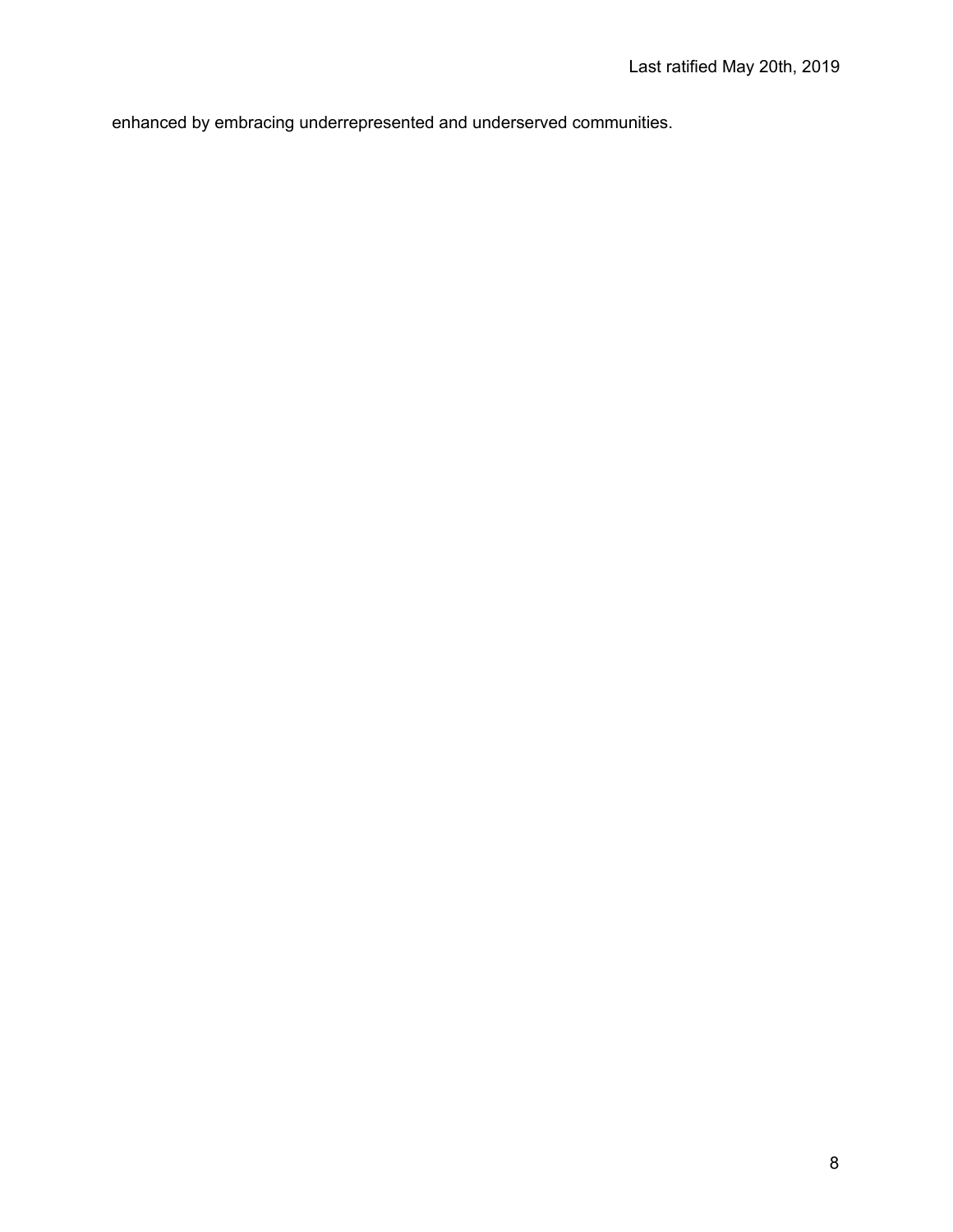enhanced by embracing underrepresented and underserved communities.